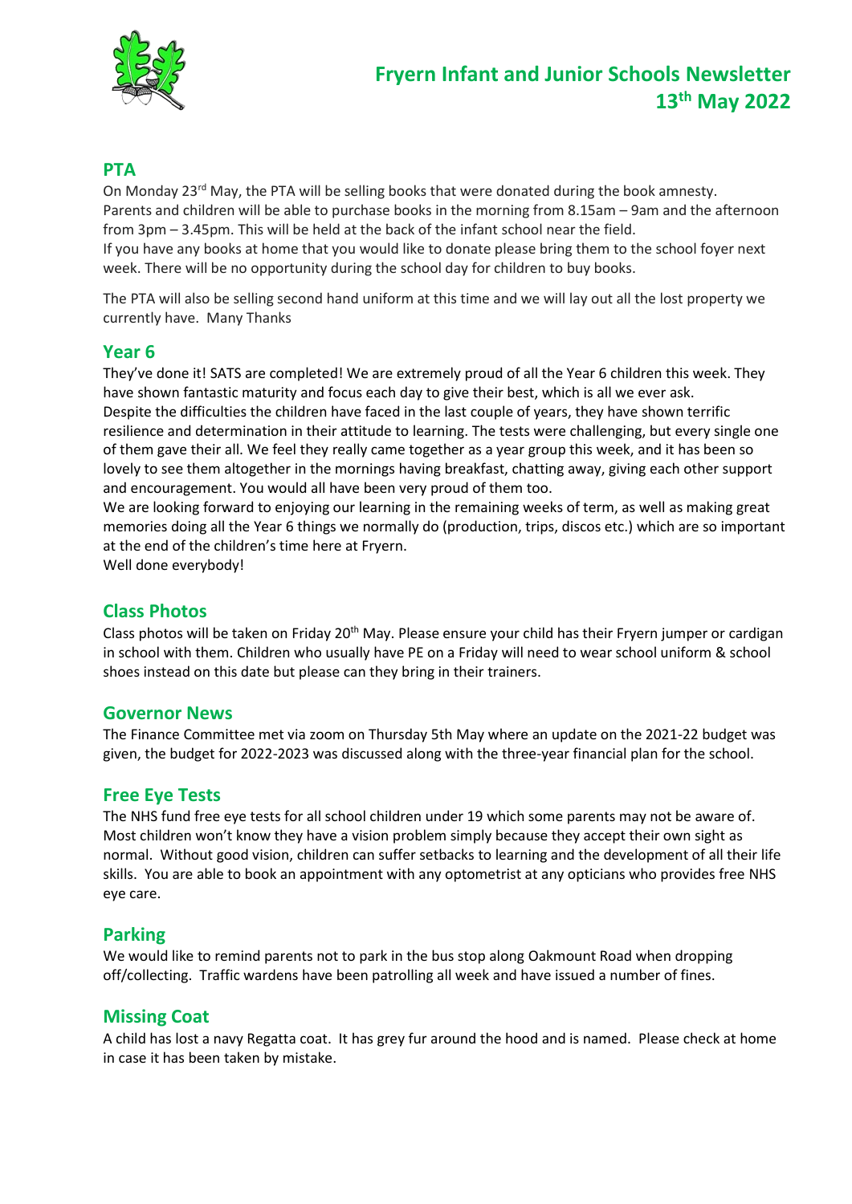# Fryern Infant and Junior Schools Newsletter 13th May 2022

## PTA

On Monday 23rd May, the PTA will be selling books that were donated during the book amnesty. Parents and children will be able to purchase books in the morning from 8.15am – 9am and the afternoon from 3pm – 3.45pm. This will be held at the back of the infant school near the field.
If you have any books at home that you would like to donate please bring them to the school foyer next week. There will be no opportunity during the school day for children to buy books.

The PTA will also be selling second hand uniform at this time and we will lay out all the lost property we currently have. Many Thanks

## Year 6

They've done it! SATS are completed! We are extremely proud of all the Year 6 children this week. They have shown fantastic maturity and focus each day to give their best, which is all we ever ask.
Despite the difficulties the children have faced in the last couple of years, they have shown terrific resilience and determination in their attitude to learning. The tests were challenging, but every single one of them gave their all. We feel they really came together as a year group this week, and it has been so lovely to see them altogether in the mornings having breakfast, chatting away, giving each other support and encouragement. You would all have been very proud of them too.
We are looking forward to enjoying our learning in the remaining weeks of term, as well as making great memories doing all the Year 6 things we normally do (production, trips, discos etc.) which are so important at the end of the children's time here at Fryern.
Well done everybody!

## Class Photos

Class photos will be taken on Friday 20th May. Please ensure your child has their Fryern jumper or cardigan in school with them. Children who usually have PE on a Friday will need to wear school uniform & school shoes instead on this date but please can they bring in their trainers.

## Governor News

The Finance Committee met via zoom on Thursday 5th May where an update on the 2021-22 budget was given, the budget for 2022-2023 was discussed along with the three-year financial plan for the school.

## Free Eye Tests

The NHS fund free eye tests for all school children under 19 which some parents may not be aware of. Most children won't know they have a vision problem simply because they accept their own sight as normal. Without good vision, children can suffer setbacks to learning and the development of all their life skills. You are able to book an appointment with any optometrist at any opticians who provides free NHS eye care.

## Parking

We would like to remind parents not to park in the bus stop along Oakmount Road when dropping off/collecting. Traffic wardens have been patrolling all week and have issued a number of fines.

## Missing Coat

A child has lost a navy Regatta coat. It has grey fur around the hood and is named. Please check at home in case it has been taken by mistake.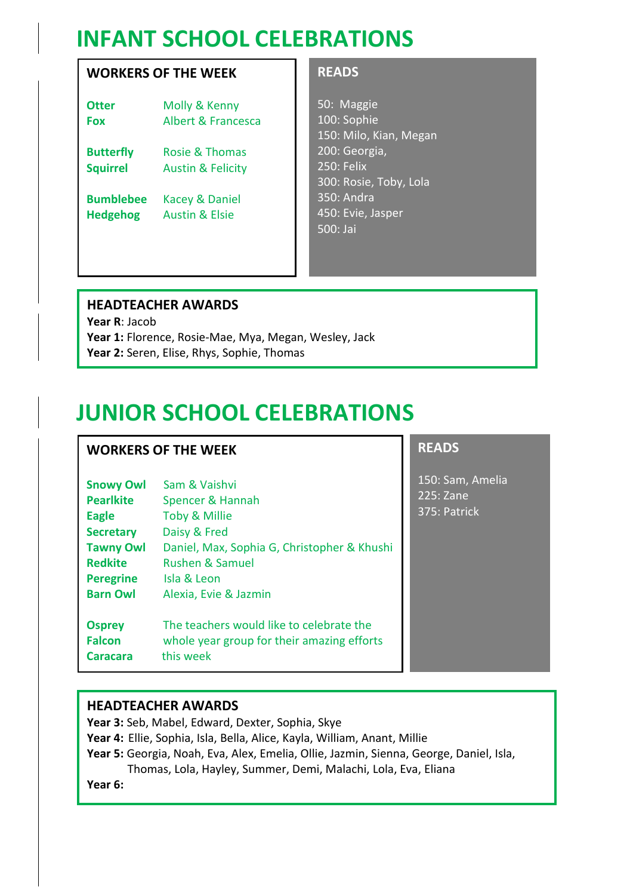# INFANT SCHOOL CELEBRATIONS

### WORKERS OF THE WEEK

| Class | Workers |
|---|---|
| **Otter** | Molly & Kenny |
| **Fox** | Albert & Francesca |
| **Butterfly** | Rosie & Thomas |
| **Squirrel** | Austin & Felicity |
| **Bumblebee** | Kacey & Daniel |
| **Hedgehog** | Austin & Elsie |

### READS

50: Maggie
100: Sophie
150: Milo, Kian, Megan
200: Georgia,
250: Felix
300: Rosie, Toby, Lola
350: Andra
450: Evie, Jasper
500: Jai

### HEADTEACHER AWARDS

**Year R**: Jacob
**Year 1:** Florence, Rosie-Mae, Mya, Megan, Wesley, Jack
**Year 2:** Seren, Elise, Rhys, Sophie, Thomas

# JUNIOR SCHOOL CELEBRATIONS

### WORKERS OF THE WEEK

| Class | Workers |
|---|---|
| **Snowy Owl** | Sam & Vaishvi |
| **Pearlkite** | Spencer & Hannah |
| **Eagle** | Toby & Millie |
| **Secretary** | Daisy & Fred |
| **Tawny Owl** | Daniel, Max, Sophia G, Christopher & Khushi |
| **Redkite** | Rushen & Samuel |
| **Peregrine** | Isla & Leon |
| **Barn Owl** | Alexia, Evie & Jazmin |
| **Osprey**<br>**Falcon**<br>**Caracara** | The teachers would like to celebrate the whole year group for their amazing efforts this week |

### READS

150: Sam, Amelia
225: Zane
375: Patrick

### HEADTEACHER AWARDS

**Year 3:** Seb, Mabel, Edward, Dexter, Sophia, Skye
**Year 4:** Ellie, Sophia, Isla, Bella, Alice, Kayla, William, Anant, Millie
**Year 5:** Georgia, Noah, Eva, Alex, Emelia, Ollie, Jazmin, Sienna, George, Daniel, Isla, Thomas, Lola, Hayley, Summer, Demi, Malachi, Lola, Eva, Eliana
**Year 6:**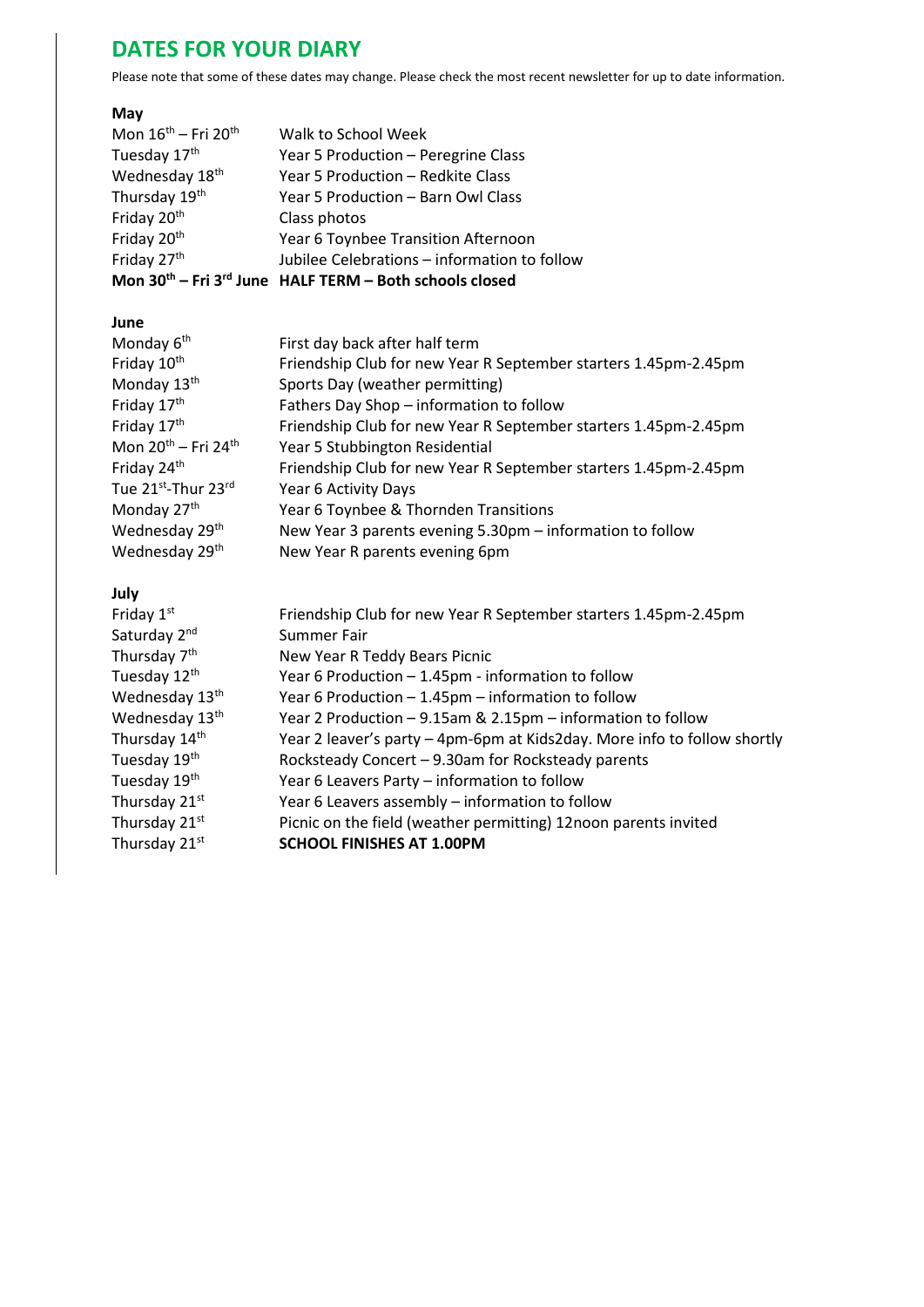## DATES FOR YOUR DIARY

Please note that some of these dates may change. Please check the most recent newsletter for up to date information.

**May**

| | |
|---|---|
| Mon 16th – Fri 20th | Walk to School Week |
| Tuesday 17th | Year 5 Production – Peregrine Class |
| Wednesday 18th | Year 5 Production – Redkite Class |
| Thursday 19th | Year 5 Production – Barn Owl Class |
| Friday 20th | Class photos |
| Friday 20th | Year 6 Toynbee Transition Afternoon |
| Friday 27th | Jubilee Celebrations – information to follow |
| **Mon 30th – Fri 3rd June** | **HALF TERM – Both schools closed** |

**June**

| | |
|---|---|
| Monday 6th | First day back after half term |
| Friday 10th | Friendship Club for new Year R September starters 1.45pm-2.45pm |
| Monday 13th | Sports Day (weather permitting) |
| Friday 17th | Fathers Day Shop – information to follow |
| Friday 17th | Friendship Club for new Year R September starters 1.45pm-2.45pm |
| Mon 20th – Fri 24th | Year 5 Stubbington Residential |
| Friday 24th | Friendship Club for new Year R September starters 1.45pm-2.45pm |
| Tue 21st-Thur 23rd | Year 6 Activity Days |
| Monday 27th | Year 6 Toynbee & Thornden Transitions |
| Wednesday 29th | New Year 3 parents evening 5.30pm – information to follow |
| Wednesday 29th | New Year R parents evening 6pm |

**July**

| | |
|---|---|
| Friday 1st | Friendship Club for new Year R September starters 1.45pm-2.45pm |
| Saturday 2nd | Summer Fair |
| Thursday 7th | New Year R Teddy Bears Picnic |
| Tuesday 12th | Year 6 Production – 1.45pm - information to follow |
| Wednesday 13th | Year 6 Production – 1.45pm – information to follow |
| Wednesday 13th | Year 2 Production – 9.15am & 2.15pm – information to follow |
| Thursday 14th | Year 2 leaver's party – 4pm-6pm at Kids2day. More info to follow shortly |
| Tuesday 19th | Rocksteady Concert – 9.30am for Rocksteady parents |
| Tuesday 19th | Year 6 Leavers Party – information to follow |
| Thursday 21st | Year 6 Leavers assembly – information to follow |
| Thursday 21st | Picnic on the field (weather permitting) 12noon parents invited |
| Thursday 21st | **SCHOOL FINISHES AT 1.00PM** |